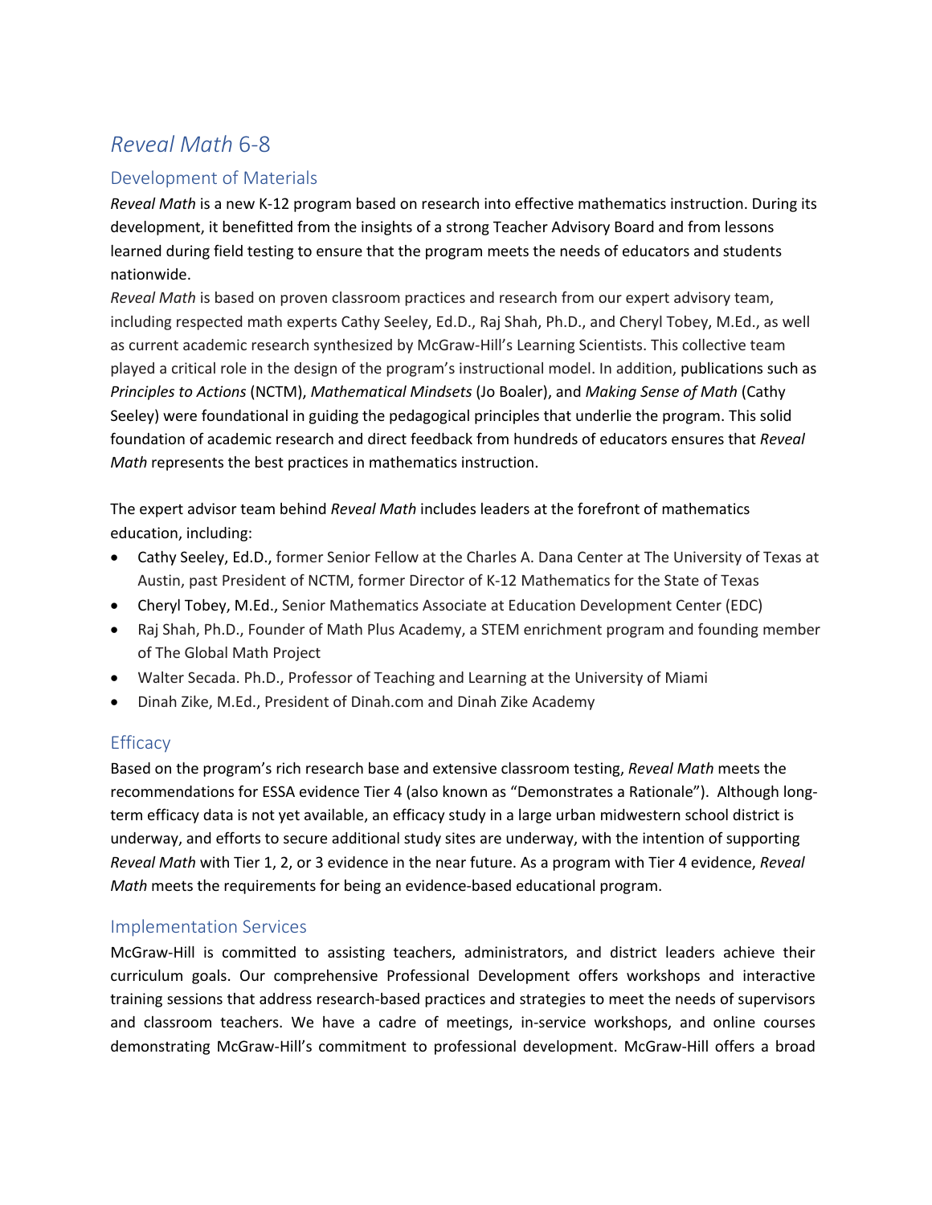# *Reveal Math* 6-8

## Development of Materials

*Reveal Math* is a new K-12 program based on research into effective mathematics instruction. During its development, it benefitted from the insights of a strong Teacher Advisory Board and from lessons learned during field testing to ensure that the program meets the needs of educators and students nationwide.

*Reveal Math* is based on proven classroom practices and research from our expert advisory team, including respected math experts Cathy Seeley, Ed.D., Raj Shah, Ph.D., and Cheryl Tobey, M.Ed., as well as current academic research synthesized by McGraw-Hill's Learning Scientists. This collective team played a critical role in the design of the program's instructional model. In addition, publications such as *Principles to Actions* (NCTM), *Mathematical Mindsets* (Jo Boaler), and *Making Sense of Math* (Cathy Seeley) were foundational in guiding the pedagogical principles that underlie the program. This solid foundation of academic research and direct feedback from hundreds of educators ensures that *Reveal Math* represents the best practices in mathematics instruction.

The expert advisor team behind *Reveal Math* includes leaders at the forefront of mathematics education, including:

- Cathy Seeley, Ed.D., former Senior Fellow at the Charles A. Dana Center at The University of Texas at Austin, past President of NCTM, former Director of K-12 Mathematics for the State of Texas
- Cheryl Tobey, M.Ed., Senior Mathematics Associate at Education Development Center (EDC)
- Raj Shah, Ph.D., Founder of Math Plus Academy, a STEM enrichment program and founding member of The Global Math Project
- Walter Secada. Ph.D., Professor of Teaching and Learning at the University of Miami
- Dinah Zike, M.Ed., President of Dinah.com and Dinah Zike Academy

## Efficacy

Based on the program's rich research base and extensive classroom testing, *Reveal Math* meets the recommendations for ESSA evidence Tier 4 (also known as "Demonstrates a Rationale"). Although long-term efficacy data is not yet available, an efficacy study in a large urban midwestern school district is underway, and efforts to secure additional study sites are underway, with the intention of supporting *Reveal Math* with Tier 1, 2, or 3 evidence in the near future. As a program with Tier 4 evidence, *Reveal Math* meets the requirements for being an evidence-based educational program.

## Implementation Services

McGraw-Hill is committed to assisting teachers, administrators, and district leaders achieve their curriculum goals. Our comprehensive Professional Development offers workshops and interactive training sessions that address research-based practices and strategies to meet the needs of supervisors and classroom teachers. We have a cadre of meetings, in-service workshops, and online courses demonstrating McGraw-Hill's commitment to professional development. McGraw-Hill offers a broad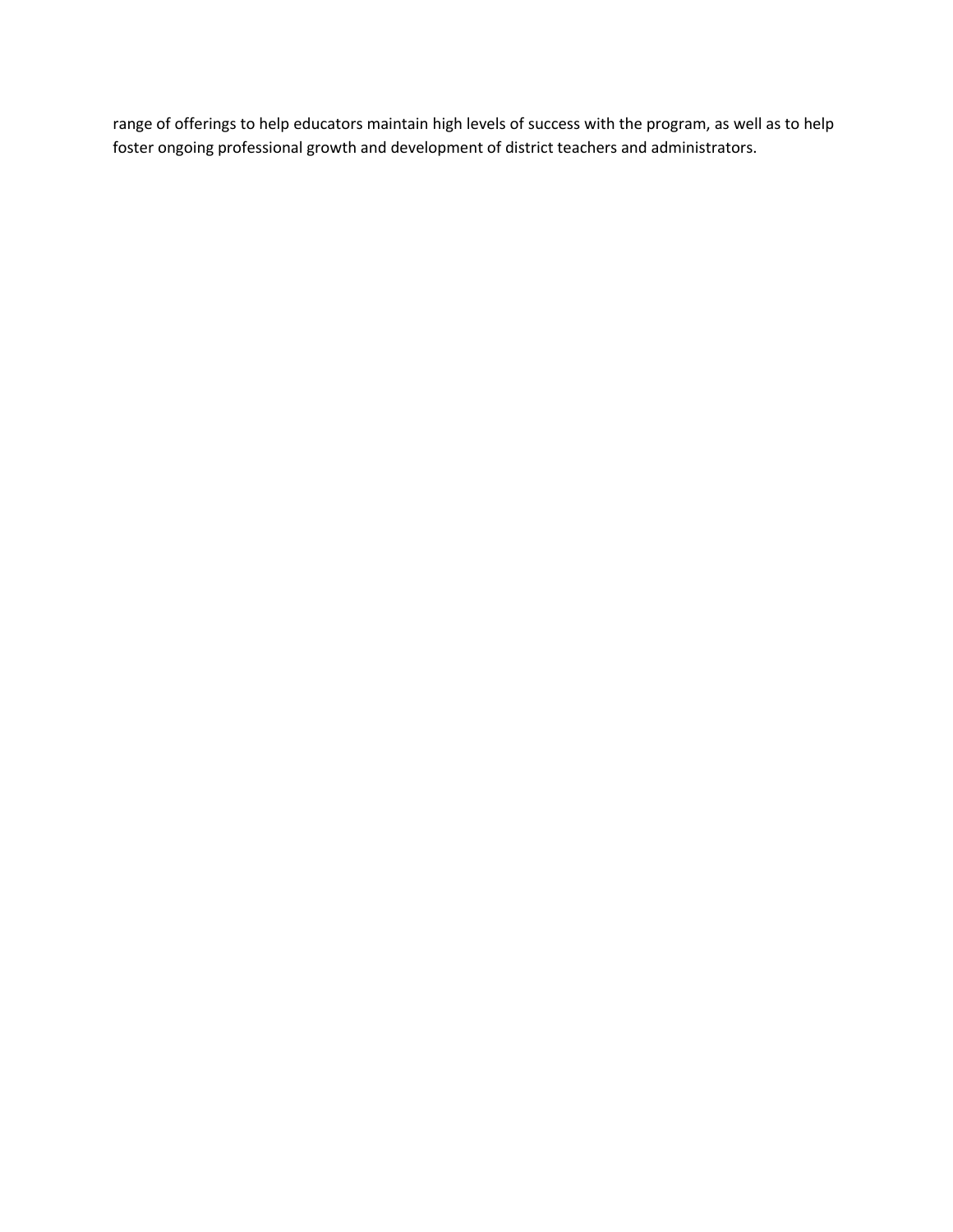range of offerings to help educators maintain high levels of success with the program, as well as to help foster ongoing professional growth and development of district teachers and administrators.